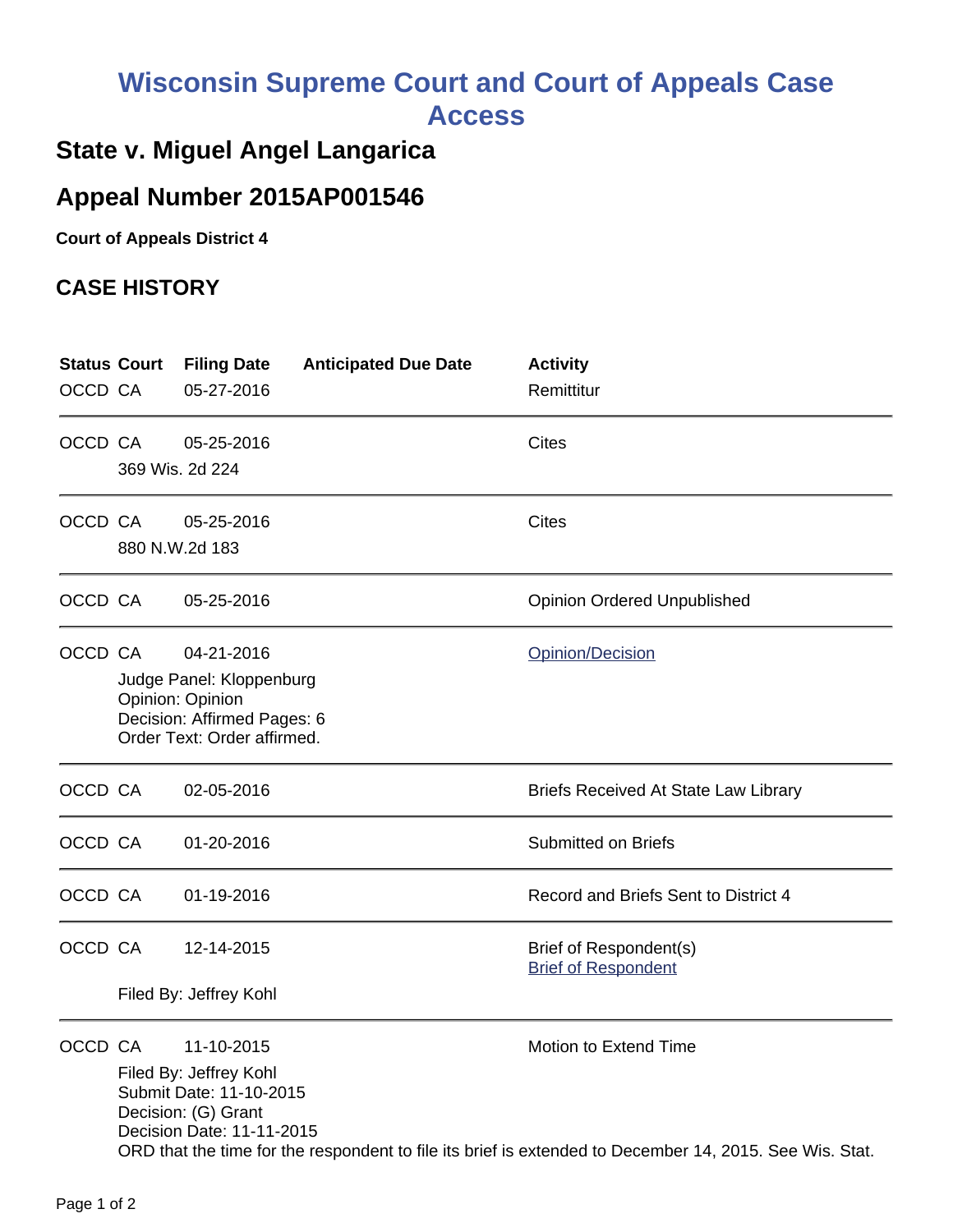# Wisconsin Supreme Court and Court of Appeals Case Access

## State v. Miguel Angel Langarica

## Appeal Number 2015AP001546

**Court of Appeals District 4**

## CASE HISTORY

| Status | Court | Filing Date | Anticipated Due Date | Activity |
|---|---|---|---|---|
| OCCD | CA | 05-27-2016 | | Remittitur |
| OCCD | CA | 05-25-2016 | | Cites |
| | 369 Wis. 2d 224 | | | |
| OCCD | CA | 05-25-2016 | | Cites |
| | 880 N.W.2d 183 | | | |
| OCCD | CA | 05-25-2016 | | Opinion Ordered Unpublished |
| OCCD | CA | 04-21-2016 | | Opinion/Decision |
| | Judge Panel: Kloppenburg<br>Opinion: Opinion<br>Decision: Affirmed Pages: 6<br>Order Text: Order affirmed. | | | |
| OCCD | CA | 02-05-2016 | | Briefs Received At State Law Library |
| OCCD | CA | 01-20-2016 | | Submitted on Briefs |
| OCCD | CA | 01-19-2016 | | Record and Briefs Sent to District 4 |
| OCCD | CA | 12-14-2015 | | Brief of Respondent(s)<br>Brief of Respondent |
| | Filed By: Jeffrey Kohl | | | |
| OCCD | CA | 11-10-2015 | | Motion to Extend Time |
| | Filed By: Jeffrey Kohl<br>Submit Date: 11-10-2015<br>Decision: (G) Grant<br>Decision Date: 11-11-2015<br>ORD that the time for the respondent to file its brief is extended to December 14, 2015. See Wis. Stat. | | | |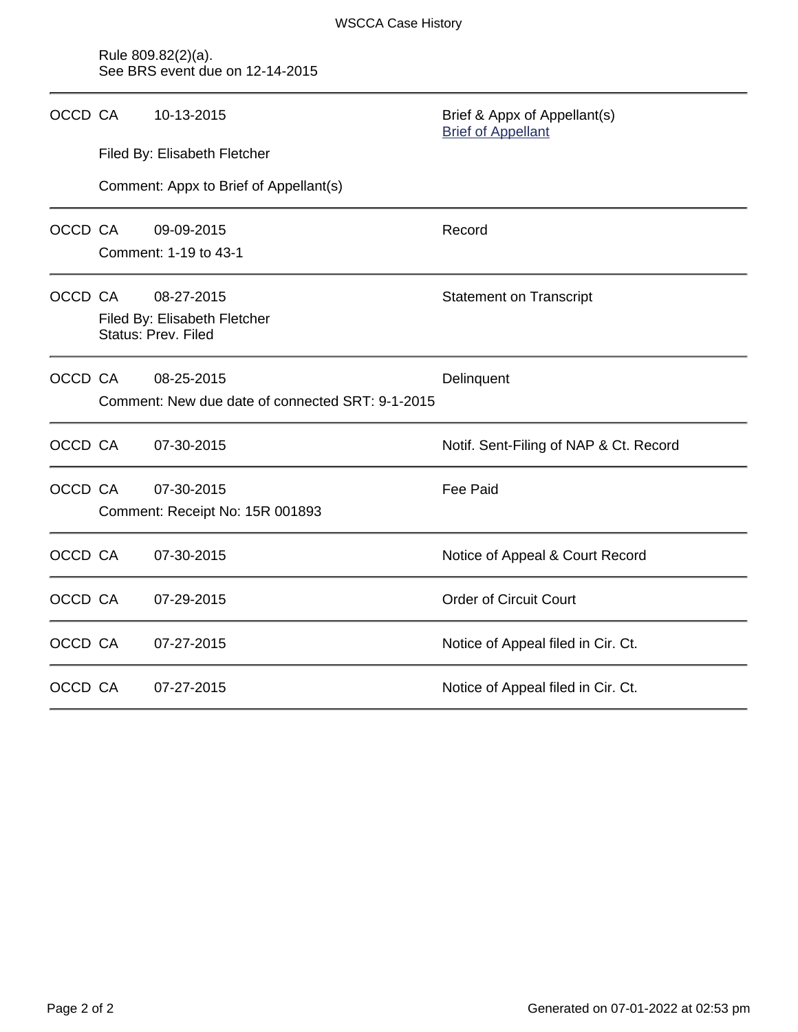Rule 809.82(2)(a).
See BRS event due on 12-14-2015

| | | | |
|---|---|---|---|
| OCCD | CA | 10-13-2015 | Brief & Appx of Appellant(s) [Brief of Appellant] |

Filed By: Elisabeth Fletcher

Comment: Appx to Brief of Appellant(s)

| | | | |
|---|---|---|---|
| OCCD | CA | 09-09-2015 | Record |

Comment: 1-19 to 43-1

| | | | |
|---|---|---|---|
| OCCD | CA | 08-27-2015 | Statement on Transcript |

Filed By: Elisabeth Fletcher
Status: Prev. Filed

| | | | |
|---|---|---|---|
| OCCD | CA | 08-25-2015 | Delinquent |

Comment: New due date of connected SRT: 9-1-2015

| | | | |
|---|---|---|---|
| OCCD | CA | 07-30-2015 | Notif. Sent-Filing of NAP & Ct. Record |
| OCCD | CA | 07-30-2015 | Fee Paid |

Comment: Receipt No: 15R 001893

| | | | |
|---|---|---|---|
| OCCD | CA | 07-30-2015 | Notice of Appeal & Court Record |
| OCCD | CA | 07-29-2015 | Order of Circuit Court |
| OCCD | CA | 07-27-2015 | Notice of Appeal filed in Cir. Ct. |
| OCCD | CA | 07-27-2015 | Notice of Appeal filed in Cir. Ct. |

Generated on 07-01-2022 at 02:53 pm